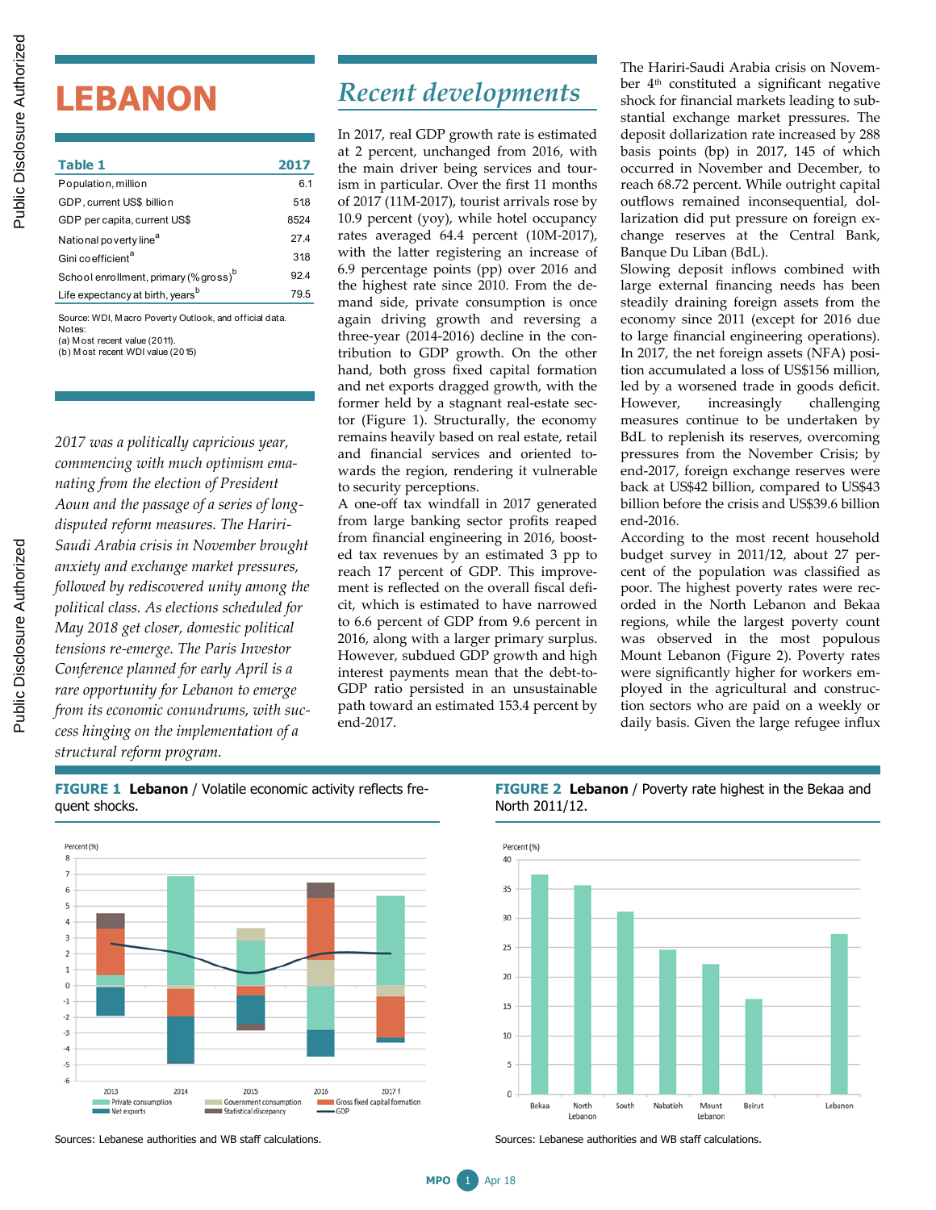# LEBANON

| Table 1 | 2017 |
|---|---|
| Population, million | 6.1 |
| GDP, current US$ billion | 51.8 |
| GDP per capita, current US$ | 8524 |
| National poverty line[a] | 27.4 |
| Gini coefficient[a] | 31.8 |
| School enrollment, primary (% gross)[b] | 92.4 |
| Life expectancy at birth, years[b] | 79.5 |

Source: WDI, Macro Poverty Outlook, and official data.
Notes:
(a) Most recent value (2011).
(b) Most recent WDI value (2015)

*2017 was a politically capricious year, commencing with much optimism emanating from the election of President Aoun and the passage of a series of long-disputed reform measures. The Hariri-Saudi Arabia crisis in November brought anxiety and exchange market pressures, followed by rediscovered unity among the political class. As elections scheduled for May 2018 get closer, domestic political tensions re-emerge. The Paris Investor Conference planned for early April is a rare opportunity for Lebanon to emerge from its economic conundrums, with success hinging on the implementation of a structural reform program.*

## Recent developments

In 2017, real GDP growth rate is estimated at 2 percent, unchanged from 2016, with the main driver being services and tourism in particular. Over the first 11 months of 2017 (11M-2017), tourist arrivals rose by 10.9 percent (yoy), while hotel occupancy rates averaged 64.4 percent (10M-2017), with the latter registering an increase of 6.9 percentage points (pp) over 2016 and the highest rate since 2010. From the demand side, private consumption is once again driving growth and reversing a three-year (2014-2016) decline in the contribution to GDP growth. On the other hand, both gross fixed capital formation and net exports dragged growth, with the former held by a stagnant real-estate sector (Figure 1). Structurally, the economy remains heavily based on real estate, retail and financial services and oriented towards the region, rendering it vulnerable to security perceptions.

A one-off tax windfall in 2017 generated from large banking sector profits reaped from financial engineering in 2016, boosted tax revenues by an estimated 3 pp to reach 17 percent of GDP. This improvement is reflected on the overall fiscal deficit, which is estimated to have narrowed to 6.6 percent of GDP from 9.6 percent in 2016, along with a larger primary surplus. However, subdued GDP growth and high interest payments mean that the debt-to-GDP ratio persisted in an unsustainable path toward an estimated 153.4 percent by end-2017.

The Hariri-Saudi Arabia crisis on November 4th constituted a significant negative shock for financial markets leading to substantial exchange market pressures. The deposit dollarization rate increased by 288 basis points (bp) in 2017, 145 of which occurred in November and December, to reach 68.72 percent. While outright capital outflows remained inconsequential, dollarization did put pressure on foreign exchange reserves at the Central Bank, Banque Du Liban (BdL).

Slowing deposit inflows combined with large external financing needs has been steadily draining foreign assets from the economy since 2011 (except for 2016 due to large financial engineering operations). In 2017, the net foreign assets (NFA) position accumulated a loss of US$156 million, led by a worsened trade in goods deficit. However, increasingly challenging measures continue to be undertaken by BdL to replenish its reserves, overcoming pressures from the November Crisis; by end-2017, foreign exchange reserves were back at US$42 billion, compared to US$43 billion before the crisis and US$39.6 billion end-2016.

According to the most recent household budget survey in 2011/12, about 27 percent of the population was classified as poor. The highest poverty rates were recorded in the North Lebanon and Bekaa regions, while the largest poverty count was observed in the most populous Mount Lebanon (Figure 2). Poverty rates were significantly higher for workers employed in the agricultural and construction sectors who are paid on a weekly or daily basis. Given the large refugee influx

**FIGURE 1 Lebanon** / Volatile economic activity reflects frequent shocks.

Sources: Lebanese authorities and WB staff calculations.

**FIGURE 2 Lebanon** / Poverty rate highest in the Bekaa and North 2011/12.

Sources: Lebanese authorities and WB staff calculations.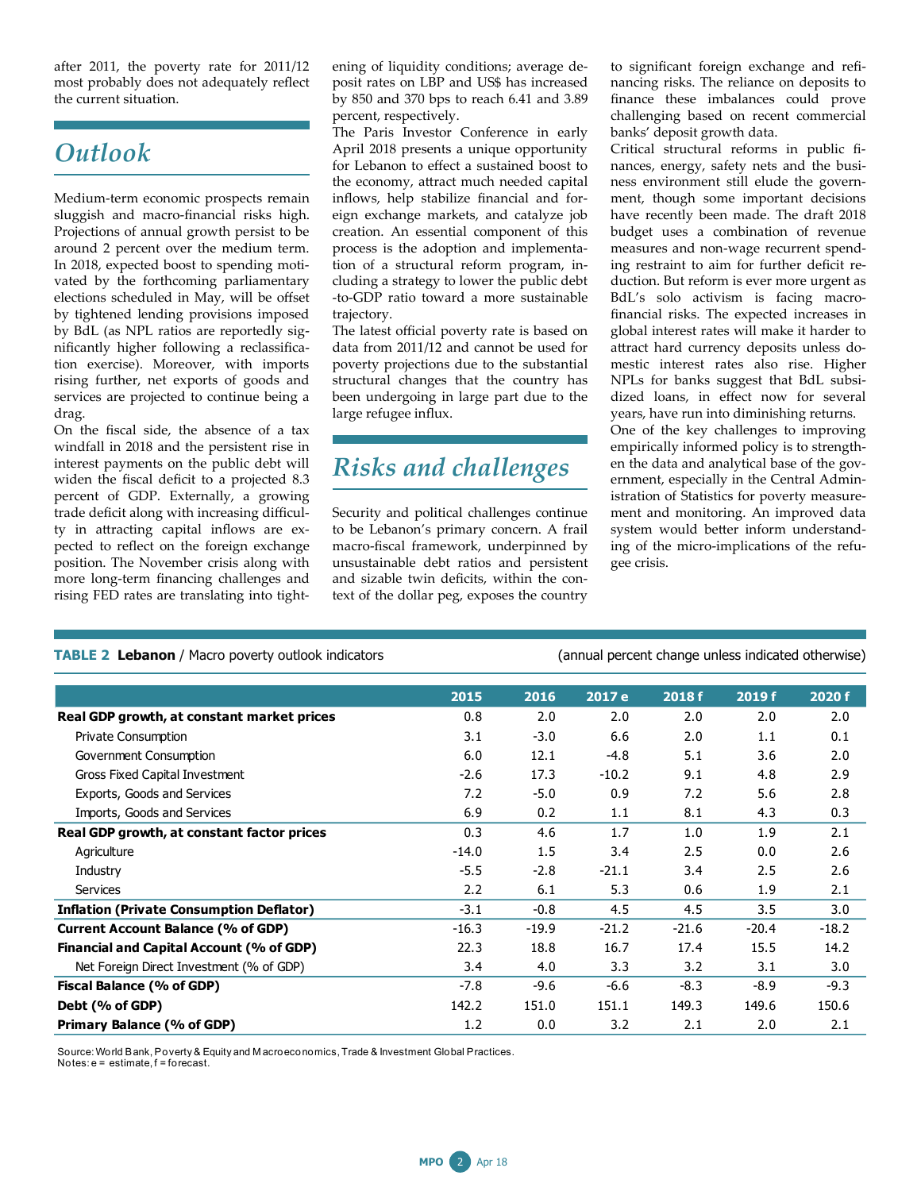after 2011, the poverty rate for 2011/12 most probably does not adequately reflect the current situation.

## Outlook

Medium-term economic prospects remain sluggish and macro-financial risks high. Projections of annual growth persist to be around 2 percent over the medium term. In 2018, expected boost to spending motivated by the forthcoming parliamentary elections scheduled in May, will be offset by tightened lending provisions imposed by BdL (as NPL ratios are reportedly significantly higher following a reclassification exercise). Moreover, with imports rising further, net exports of goods and services are projected to continue being a drag.

On the fiscal side, the absence of a tax windfall in 2018 and the persistent rise in interest payments on the public debt will widen the fiscal deficit to a projected 8.3 percent of GDP. Externally, a growing trade deficit along with increasing difficulty in attracting capital inflows are expected to reflect on the foreign exchange position. The November crisis along with more long-term financing challenges and rising FED rates are translating into tightening of liquidity conditions; average deposit rates on LBP and US$ has increased by 850 and 370 bps to reach 6.41 and 3.89 percent, respectively.

The Paris Investor Conference in early April 2018 presents a unique opportunity for Lebanon to effect a sustained boost to the economy, attract much needed capital inflows, help stabilize financial and foreign exchange markets, and catalyze job creation. An essential component of this process is the adoption and implementation of a structural reform program, including a strategy to lower the public debt-to-GDP ratio toward a more sustainable trajectory.

The latest official poverty rate is based on data from 2011/12 and cannot be used for poverty projections due to the substantial structural changes that the country has been undergoing in large part due to the large refugee influx.

## Risks and challenges

Security and political challenges continue to be Lebanon's primary concern. A frail macro-fiscal framework, underpinned by unsustainable debt ratios and persistent and sizable twin deficits, within the context of the dollar peg, exposes the country to significant foreign exchange and refinancing risks. The reliance on deposits to finance these imbalances could prove challenging based on recent commercial banks' deposit growth data.

Critical structural reforms in public finances, energy, safety nets and the business environment still elude the government, though some important decisions have recently been made. The draft 2018 budget uses a combination of revenue measures and non-wage recurrent spending restraint to aim for further deficit reduction. But reform is ever more urgent as BdL's solo activism is facing macro-financial risks. The expected increases in global interest rates will make it harder to attract hard currency deposits unless domestic interest rates also rise. Higher NPLs for banks suggest that BdL subsidized loans, in effect now for several years, have run into diminishing returns.

One of the key challenges to improving empirically informed policy is to strengthen the data and analytical base of the government, especially in the Central Administration of Statistics for poverty measurement and monitoring. An improved data system would better inform understanding of the micro-implications of the refugee crisis.

**TABLE 2 Lebanon** / Macro poverty outlook indicators (annual percent change unless indicated otherwise)

| | 2015 | 2016 | 2017 e | 2018 f | 2019 f | 2020 f |
|---|---|---|---|---|---|---|
| **Real GDP growth, at constant market prices** | 0.8 | 2.0 | 2.0 | 2.0 | 2.0 | 2.0 |
| Private Consumption | 3.1 | -3.0 | 6.6 | 2.0 | 1.1 | 0.1 |
| Government Consumption | 6.0 | 12.1 | -4.8 | 5.1 | 3.6 | 2.0 |
| Gross Fixed Capital Investment | -2.6 | 17.3 | -10.2 | 9.1 | 4.8 | 2.9 |
| Exports, Goods and Services | 7.2 | -5.0 | 0.9 | 7.2 | 5.6 | 2.8 |
| Imports, Goods and Services | 6.9 | 0.2 | 1.1 | 8.1 | 4.3 | 0.3 |
| **Real GDP growth, at constant factor prices** | 0.3 | 4.6 | 1.7 | 1.0 | 1.9 | 2.1 |
| Agriculture | -14.0 | 1.5 | 3.4 | 2.5 | 0.0 | 2.6 |
| Industry | -5.5 | -2.8 | -21.1 | 3.4 | 2.5 | 2.6 |
| Services | 2.2 | 6.1 | 5.3 | 0.6 | 1.9 | 2.1 |
| **Inflation (Private Consumption Deflator)** | -3.1 | -0.8 | 4.5 | 4.5 | 3.5 | 3.0 |
| **Current Account Balance (% of GDP)** | -16.3 | -19.9 | -21.2 | -21.6 | -20.4 | -18.2 |
| **Financial and Capital Account (% of GDP)** | 22.3 | 18.8 | 16.7 | 17.4 | 15.5 | 14.2 |
| Net Foreign Direct Investment (% of GDP) | 3.4 | 4.0 | 3.3 | 3.2 | 3.1 | 3.0 |
| **Fiscal Balance (% of GDP)** | -7.8 | -9.6 | -6.6 | -8.3 | -8.9 | -9.3 |
| **Debt (% of GDP)** | 142.2 | 151.0 | 151.1 | 149.3 | 149.6 | 150.6 |
| **Primary Balance (% of GDP)** | 1.2 | 0.0 | 3.2 | 2.1 | 2.0 | 2.1 |

Source: World Bank, Poverty & Equity and Macroeconomics, Trade & Investment Global Practices.
Notes: e = estimate, f = forecast.